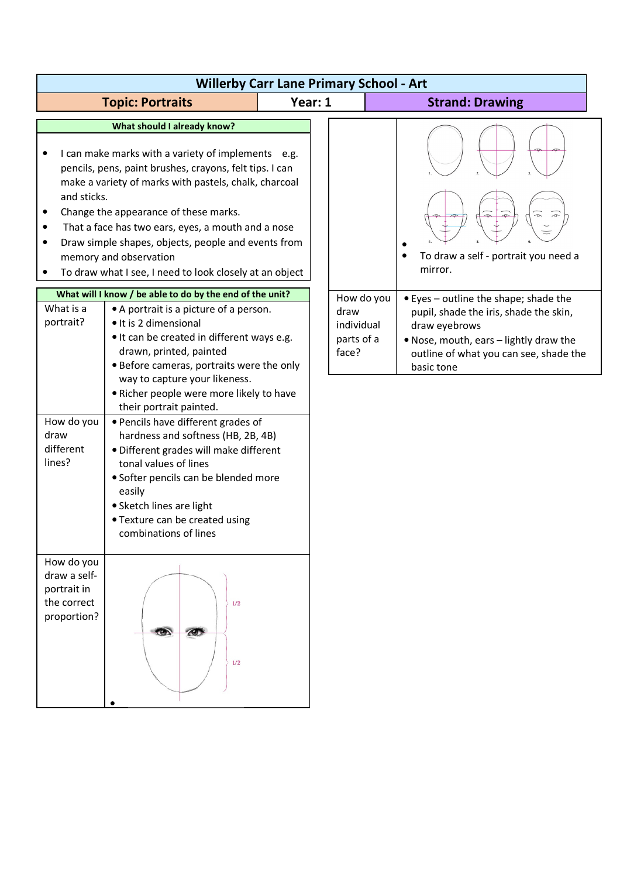# Willerby Carr Lane Primary School - Art

| Topic: Portraits | Year: 1 | Strand: Drawing |
|---|---|---|

## What should I already know?

- I can make marks with a variety of implements e.g. pencils, pens, paint brushes, crayons, felt tips. I can make a variety of marks with pastels, chalk, charcoal and sticks.
- Change the appearance of these marks.
- That a face has two ears, eyes, a mouth and a nose
- Draw simple shapes, objects, people and events from memory and observation
- To draw what I see, I need to look closely at an object

## What will I know / be able to do by the end of the unit?

| | |
|---|---|
| What is a portrait? | • A portrait is a picture of a person.<br>• It is 2 dimensional<br>• It can be created in different ways e.g. drawn, printed, painted<br>• Before cameras, portraits were the only way to capture your likeness.<br>• Richer people were more likely to have their portrait painted. |
| How do you draw different lines? | • Pencils have different grades of hardness and softness (HB, 2B, 4B)<br>• Different grades will make different tonal values of lines<br>• Softer pencils can be blended more easily<br>• Sketch lines are light<br>• Texture can be created using combinations of lines |
| How do you draw a self-portrait in the correct proportion? | 1/2<br>1/2<br>• |
| | • <br>• To draw a self - portrait you need a mirror. |
| How do you draw individual parts of a face? | • Eyes – outline the shape; shade the pupil, shade the iris, shade the skin, draw eyebrows<br>• Nose, mouth, ears – lightly draw the outline of what you can see, shade the basic tone |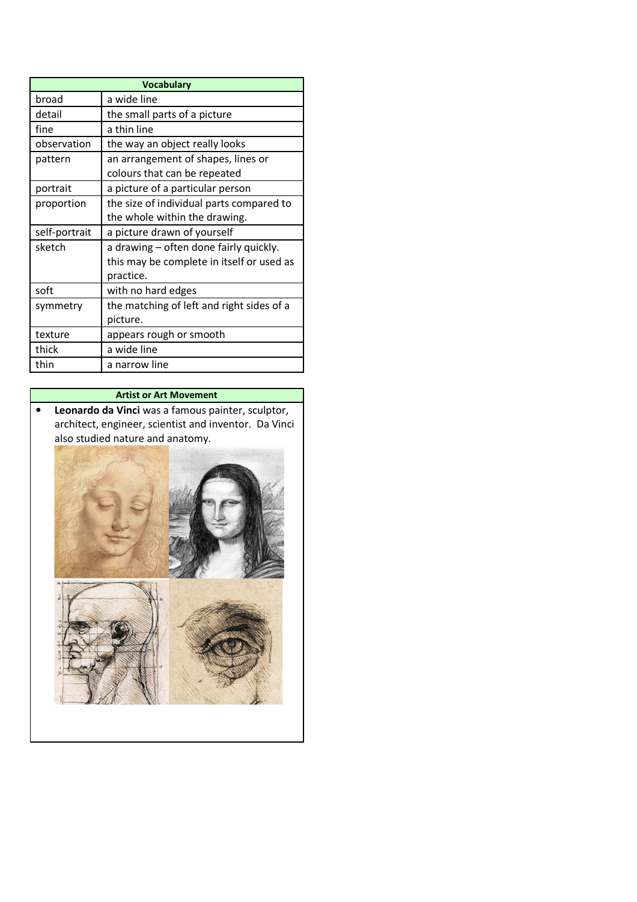| Vocabulary | |
|---|---|
| broad | a wide line |
| detail | the small parts of a picture |
| fine | a thin line |
| observation | the way an object really looks |
| pattern | an arrangement of shapes, lines or colours that can be repeated |
| portrait | a picture of a particular person |
| proportion | the size of individual parts compared to the whole within the drawing. |
| self-portrait | a picture drawn of yourself |
| sketch | a drawing – often done fairly quickly. this may be complete in itself or used as practice. |
| soft | with no hard edges |
| symmetry | the matching of left and right sides of a picture. |
| texture | appears rough or smooth |
| thick | a wide line |
| thin | a narrow line |

**Artist or Art Movement**

- **Leonardo da Vinci** was a famous painter, sculptor, architect, engineer, scientist and inventor. Da Vinci also studied nature and anatomy.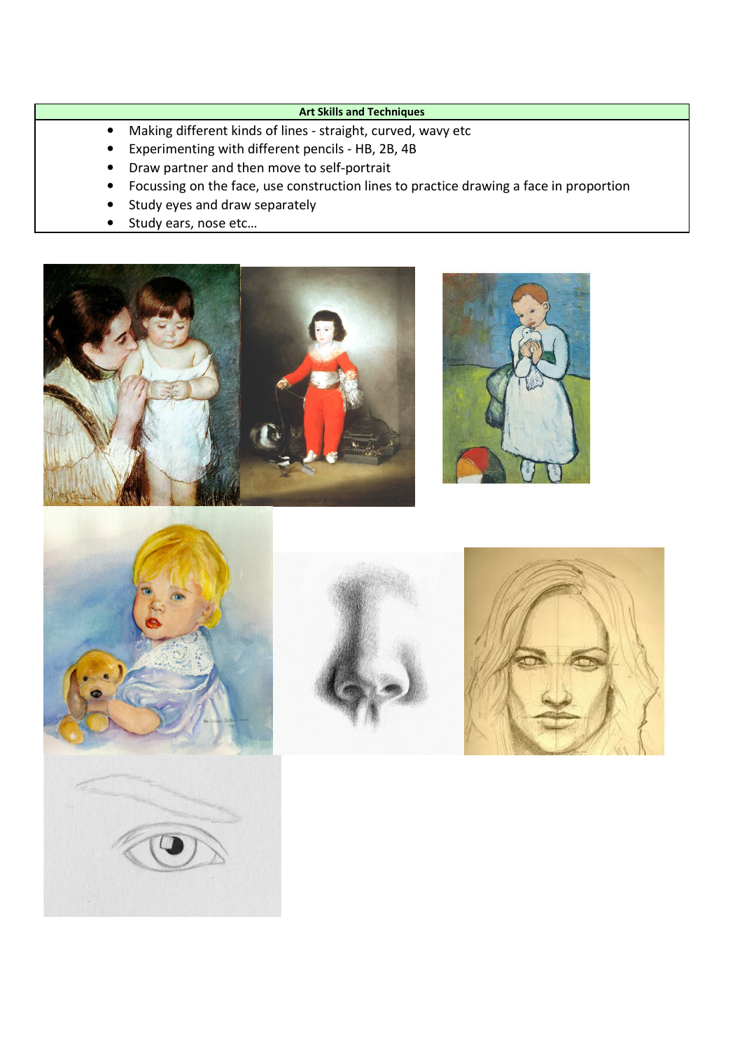| Art Skills and Techniques |
| --- |
| • Making different kinds of lines - straight, curved, wavy etc<br>• Experimenting with different pencils - HB, 2B, 4B<br>• Draw partner and then move to self-portrait<br>• Focussing on the face, use construction lines to practice drawing a face in proportion<br>• Study eyes and draw separately<br>• Study ears, nose etc… |